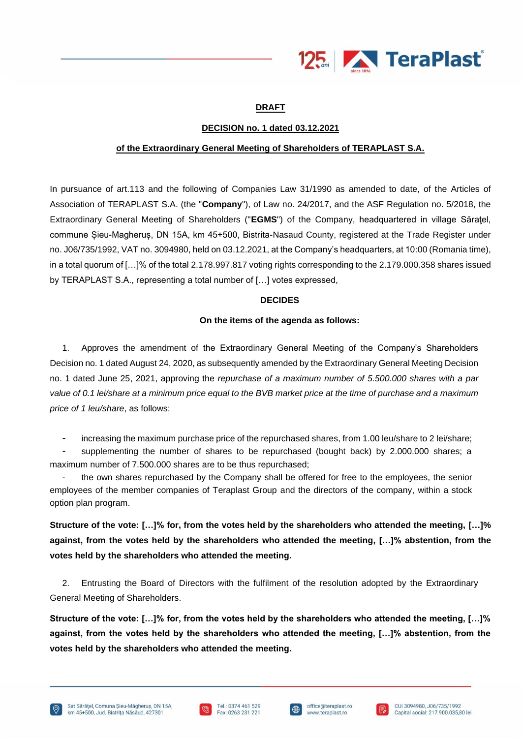**DRAFT**

**DECISION no. 1 dated 03.12.2021**

**of the Extraordinary General Meeting of Shareholders of TERAPLAST S.A.**

In pursuance of art.113 and the following of Companies Law 31/1990 as amended to date, of the Articles of Association of TERAPLAST S.A. (the "**Company**"), of Law no. 24/2017, and the ASF Regulation no. 5/2018, the Extraordinary General Meeting of Shareholders ("**EGMS**") of the Company, headquartered in village Sărațel, commune Șieu-Magheruș, DN 15A, km 45+500, Bistrita-Nasaud County, registered at the Trade Register under no. J06/735/1992, VAT no. 3094980, held on 03.12.2021, at the Company's headquarters, at 10:00 (Romania time), in a total quorum of […]% of the total 2.178.997.817 voting rights corresponding to the 2.179.000.358 shares issued by TERAPLAST S.A., representing a total number of […] votes expressed,

**DECIDES**

**On the items of the agenda as follows:**

1. Approves the amendment of the Extraordinary General Meeting of the Company's Shareholders Decision no. 1 dated August 24, 2020, as subsequently amended by the Extraordinary General Meeting Decision no. 1 dated June 25, 2021, approving the *repurchase of a maximum number of 5.500.000 shares with a par value of 0.1 lei/share at a minimum price equal to the BVB market price at the time of purchase and a maximum price of 1 leu/share*, as follows:

- increasing the maximum purchase price of the repurchased shares, from 1.00 leu/share to 2 lei/share;
- supplementing the number of shares to be repurchased (bought back) by 2.000.000 shares; a maximum number of 7.500.000 shares are to be thus repurchased;
- the own shares repurchased by the Company shall be offered for free to the employees, the senior employees of the member companies of Teraplast Group and the directors of the company, within a stock option plan program.

**Structure of the vote: […]% for, from the votes held by the shareholders who attended the meeting, […]% against, from the votes held by the shareholders who attended the meeting, […]% abstention, from the votes held by the shareholders who attended the meeting.**

2. Entrusting the Board of Directors with the fulfilment of the resolution adopted by the Extraordinary General Meeting of Shareholders.

**Structure of the vote: […]% for, from the votes held by the shareholders who attended the meeting, […]% against, from the votes held by the shareholders who attended the meeting, […]% abstention, from the votes held by the shareholders who attended the meeting.**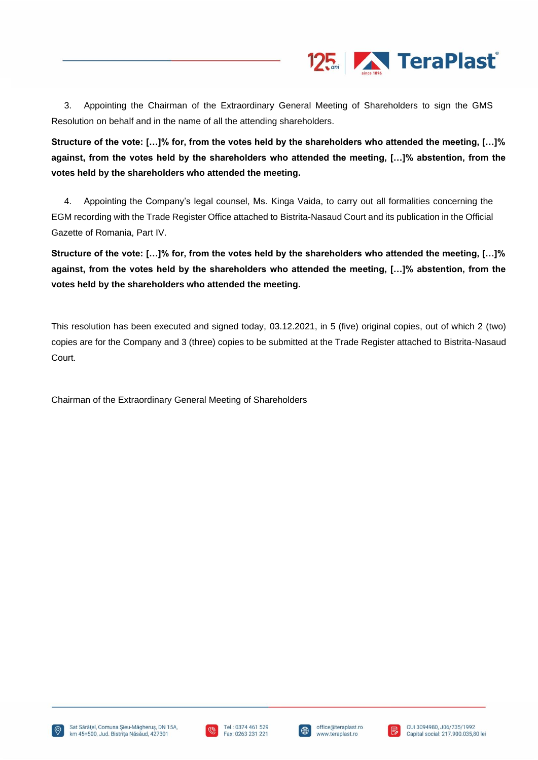3. Appointing the Chairman of the Extraordinary General Meeting of Shareholders to sign the GMS Resolution on behalf and in the name of all the attending shareholders.

**Structure of the vote: […]% for, from the votes held by the shareholders who attended the meeting, […]% against, from the votes held by the shareholders who attended the meeting, […]% abstention, from the votes held by the shareholders who attended the meeting.**

4. Appointing the Company's legal counsel, Ms. Kinga Vaida, to carry out all formalities concerning the EGM recording with the Trade Register Office attached to Bistrita-Nasaud Court and its publication in the Official Gazette of Romania, Part IV.

**Structure of the vote: […]% for, from the votes held by the shareholders who attended the meeting, […]% against, from the votes held by the shareholders who attended the meeting, […]% abstention, from the votes held by the shareholders who attended the meeting.**

This resolution has been executed and signed today, 03.12.2021, in 5 (five) original copies, out of which 2 (two) copies are for the Company and 3 (three) copies to be submitted at the Trade Register attached to Bistrita-Nasaud Court.

Chairman of the Extraordinary General Meeting of Shareholders